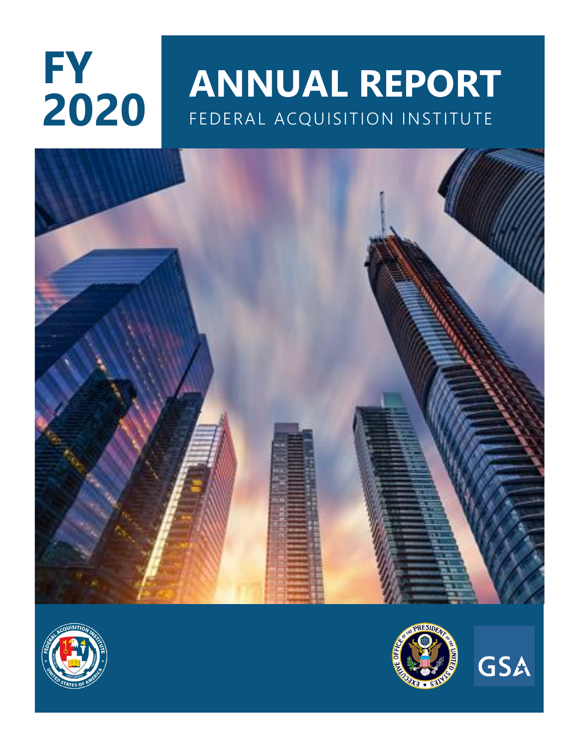# FY 2020

# ANNUAL REPORT

FEDERAL ACQUISITION INSTITUTE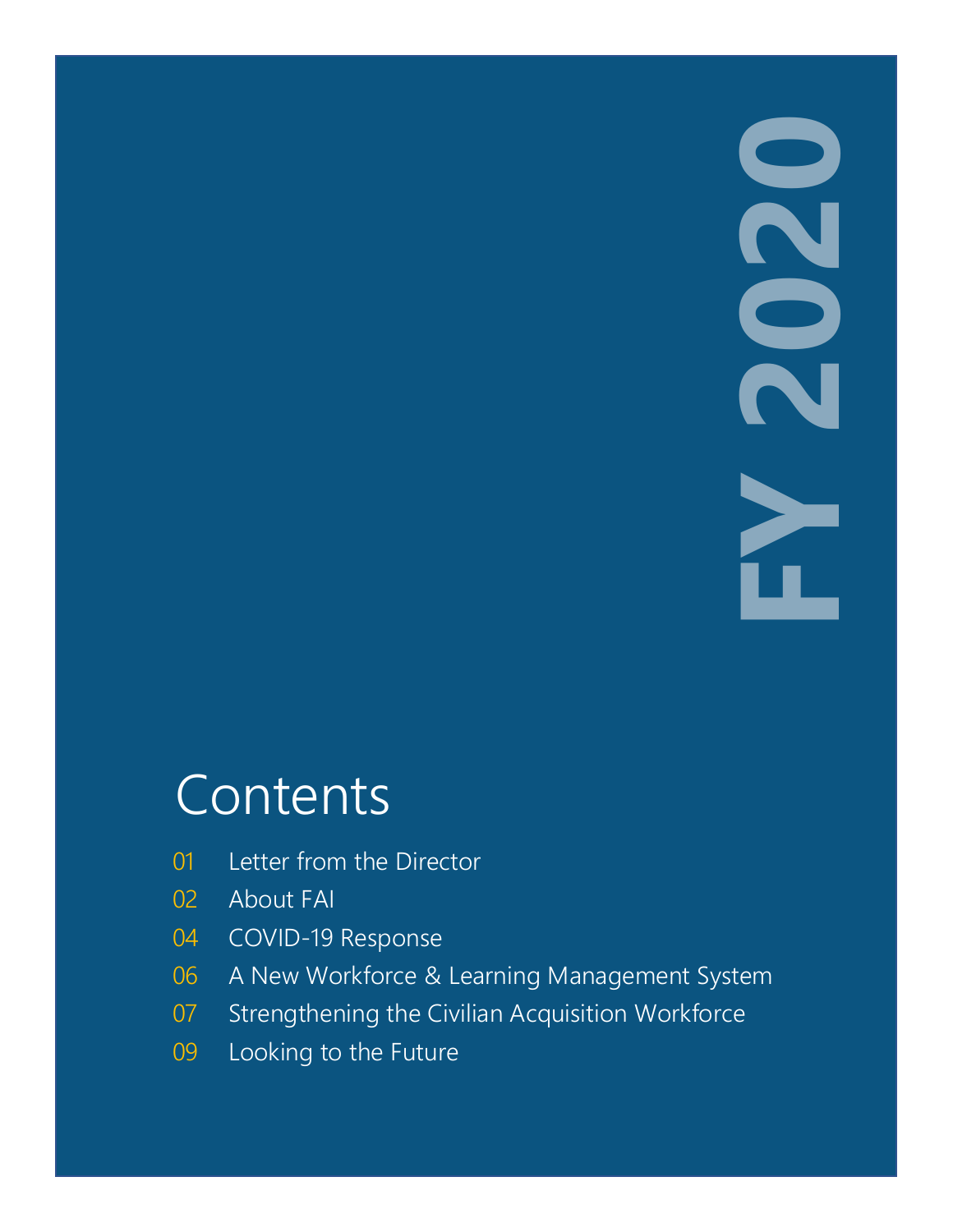# FY 2020

## Contents

- 01 Letter from the Director
- 02 About FAI
- 04 COVID-19 Response
- 06 A New Workforce & Learning Management System
- 07 Strengthening the Civilian Acquisition Workforce
- 09 Looking to the Future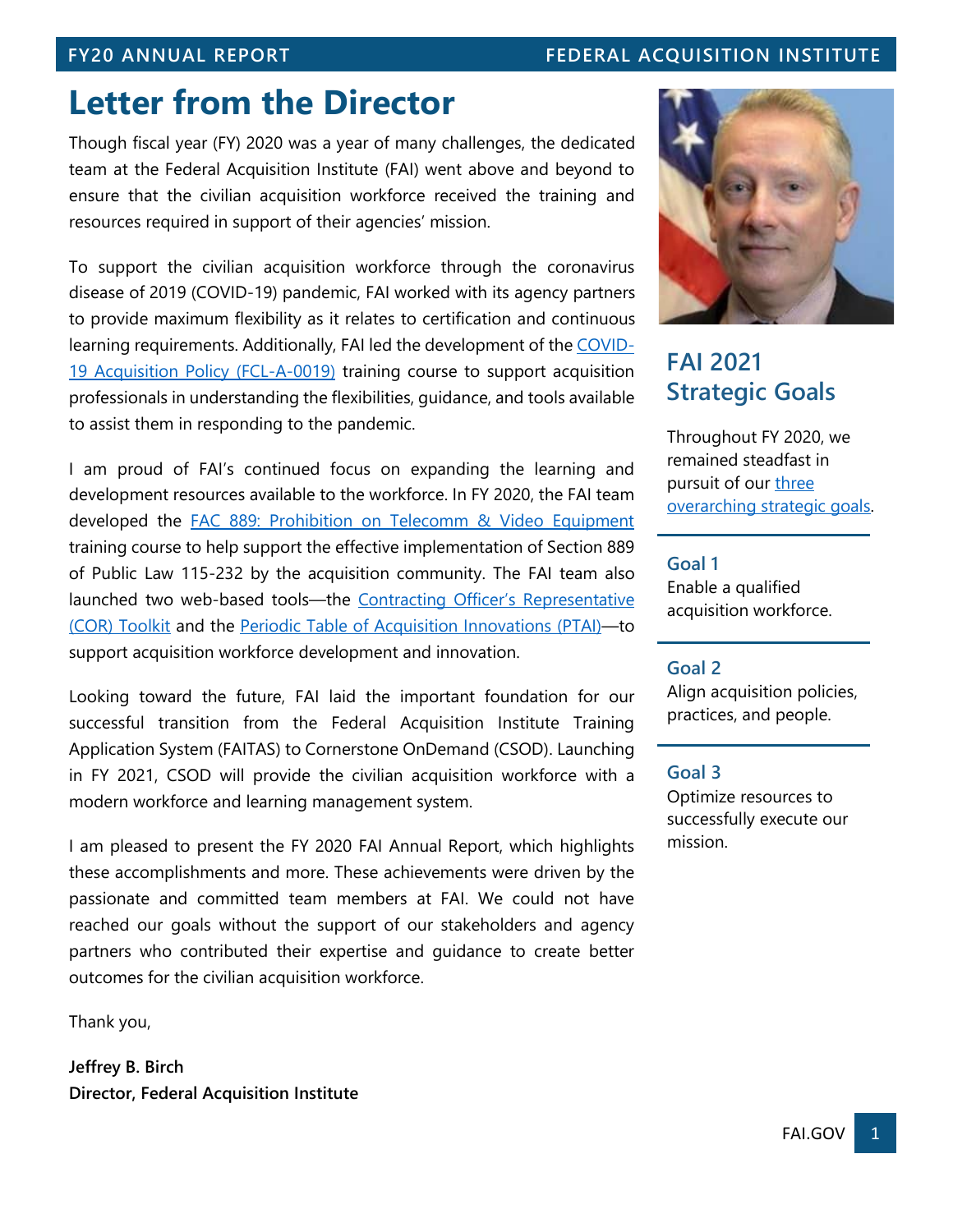# Letter from the Director

Though fiscal year (FY) 2020 was a year of many challenges, the dedicated team at the Federal Acquisition Institute (FAI) went above and beyond to ensure that the civilian acquisition workforce received the training and resources required in support of their agencies' mission.

To support the civilian acquisition workforce through the coronavirus disease of 2019 (COVID-19) pandemic, FAI worked with its agency partners to provide maximum flexibility as it relates to certification and continuous learning requirements. Additionally, FAI led the development of the COVID-19 Acquisition Policy (FCL-A-0019) training course to support acquisition professionals in understanding the flexibilities, guidance, and tools available to assist them in responding to the pandemic.

I am proud of FAI's continued focus on expanding the learning and development resources available to the workforce. In FY 2020, the FAI team developed the FAC 889: Prohibition on Telecomm & Video Equipment training course to help support the effective implementation of Section 889 of Public Law 115-232 by the acquisition community. The FAI team also launched two web-based tools—the Contracting Officer's Representative (COR) Toolkit and the Periodic Table of Acquisition Innovations (PTAI)—to support acquisition workforce development and innovation.

Looking toward the future, FAI laid the important foundation for our successful transition from the Federal Acquisition Institute Training Application System (FAITAS) to Cornerstone OnDemand (CSOD). Launching in FY 2021, CSOD will provide the civilian acquisition workforce with a modern workforce and learning management system.

I am pleased to present the FY 2020 FAI Annual Report, which highlights these accomplishments and more. These achievements were driven by the passionate and committed team members at FAI. We could not have reached our goals without the support of our stakeholders and agency partners who contributed their expertise and guidance to create better outcomes for the civilian acquisition workforce.

Thank you,

**Jeffrey B. Birch**
**Director, Federal Acquisition Institute**

## FAI 2021 Strategic Goals

Throughout FY 2020, we remained steadfast in pursuit of our three overarching strategic goals.

**Goal 1**
Enable a qualified acquisition workforce.

**Goal 2**
Align acquisition policies, practices, and people.

**Goal 3**
Optimize resources to successfully execute our mission.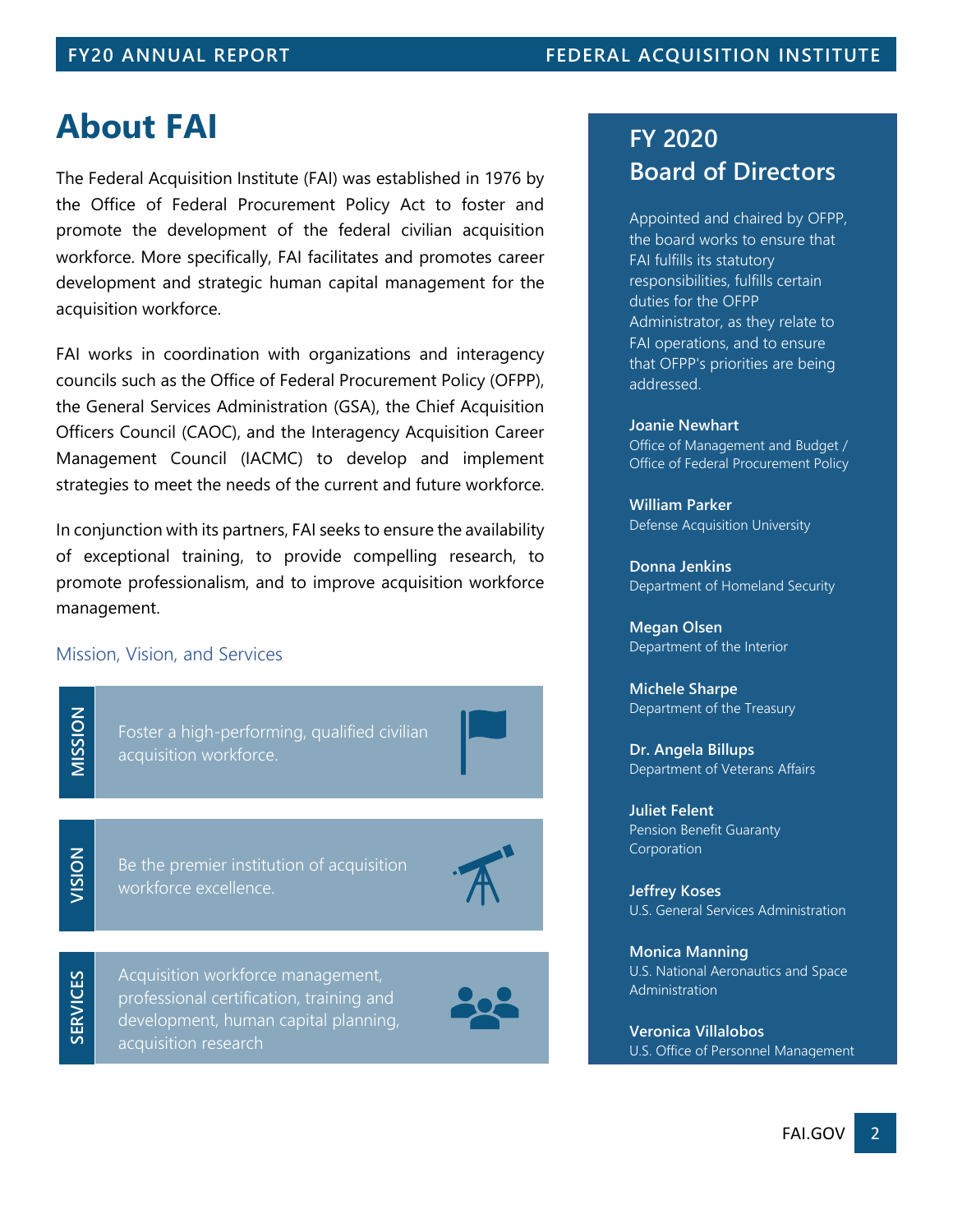# About FAI

The Federal Acquisition Institute (FAI) was established in 1976 by the Office of Federal Procurement Policy Act to foster and promote the development of the federal civilian acquisition workforce. More specifically, FAI facilitates and promotes career development and strategic human capital management for the acquisition workforce.

FAI works in coordination with organizations and interagency councils such as the Office of Federal Procurement Policy (OFPP), the General Services Administration (GSA), the Chief Acquisition Officers Council (CAOC), and the Interagency Acquisition Career Management Council (IACMC) to develop and implement strategies to meet the needs of the current and future workforce.

In conjunction with its partners, FAI seeks to ensure the availability of exceptional training, to provide compelling research, to promote professionalism, and to improve acquisition workforce management.

### Mission, Vision, and Services

**MISSION**
Foster a high-performing, qualified civilian acquisition workforce.

**VISION**
Be the premier institution of acquisition workforce excellence.

**SERVICES**
Acquisition workforce management, professional certification, training and development, human capital planning, acquisition research

## FY 2020 Board of Directors

Appointed and chaired by OFPP, the board works to ensure that FAI fulfills its statutory responsibilities, fulfills certain duties for the OFPP Administrator, as they relate to FAI operations, and to ensure that OFPP's priorities are being addressed.

**Joanie Newhart**
Office of Management and Budget / Office of Federal Procurement Policy

**William Parker**
Defense Acquisition University

**Donna Jenkins**
Department of Homeland Security

**Megan Olsen**
Department of the Interior

**Michele Sharpe**
Department of the Treasury

**Dr. Angela Billups**
Department of Veterans Affairs

**Juliet Felent**
Pension Benefit Guaranty Corporation

**Jeffrey Koses**
U.S. General Services Administration

**Monica Manning**
U.S. National Aeronautics and Space Administration

**Veronica Villalobos**
U.S. Office of Personnel Management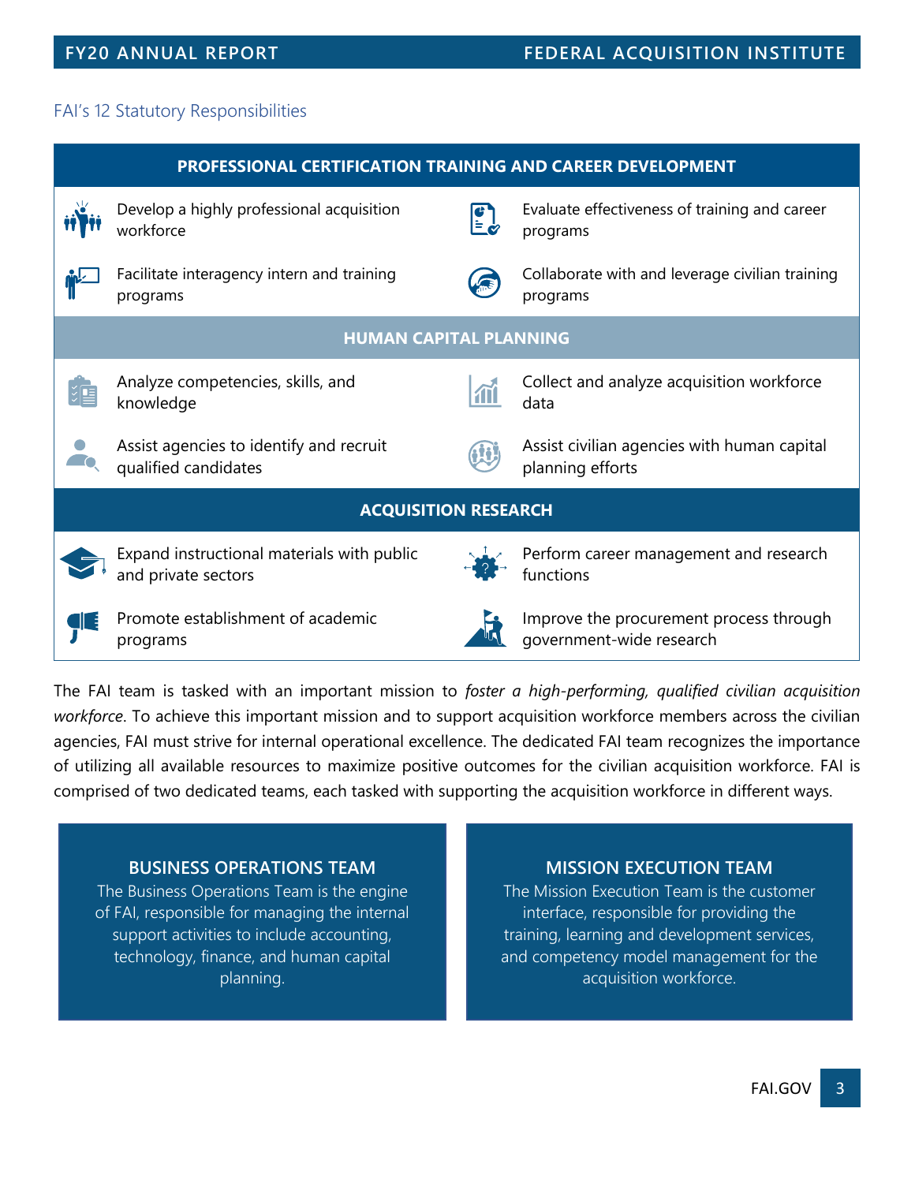## FAI's 12 Statutory Responsibilities

| PROFESSIONAL CERTIFICATION TRAINING AND CAREER DEVELOPMENT | |
|---|---|
| Develop a highly professional acquisition workforce | Evaluate effectiveness of training and career programs |
| Facilitate interagency intern and training programs | Collaborate with and leverage civilian training programs |
| **HUMAN CAPITAL PLANNING** | |
| Analyze competencies, skills, and knowledge | Collect and analyze acquisition workforce data |
| Assist agencies to identify and recruit qualified candidates | Assist civilian agencies with human capital planning efforts |
| **ACQUISITION RESEARCH** | |
| Expand instructional materials with public and private sectors | Perform career management and research functions |
| Promote establishment of academic programs | Improve the procurement process through government-wide research |

The FAI team is tasked with an important mission to *foster a high-performing, qualified civilian acquisition workforce*. To achieve this important mission and to support acquisition workforce members across the civilian agencies, FAI must strive for internal operational excellence. The dedicated FAI team recognizes the importance of utilizing all available resources to maximize positive outcomes for the civilian acquisition workforce. FAI is comprised of two dedicated teams, each tasked with supporting the acquisition workforce in different ways.

### BUSINESS OPERATIONS TEAM

The Business Operations Team is the engine of FAI, responsible for managing the internal support activities to include accounting, technology, finance, and human capital planning.

### MISSION EXECUTION TEAM

The Mission Execution Team is the customer interface, responsible for providing the training, learning and development services, and competency model management for the acquisition workforce.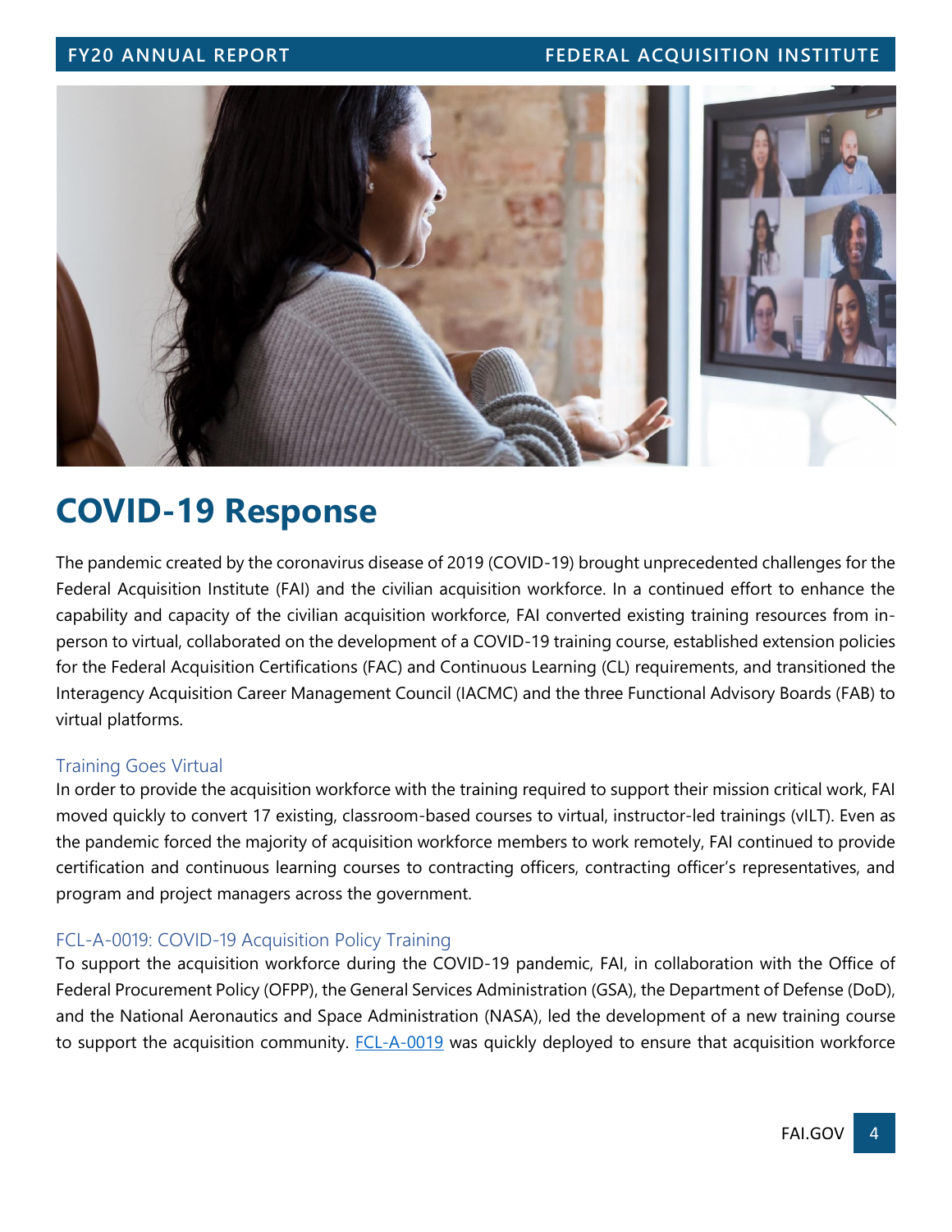# COVID-19 Response

The pandemic created by the coronavirus disease of 2019 (COVID-19) brought unprecedented challenges for the Federal Acquisition Institute (FAI) and the civilian acquisition workforce. In a continued effort to enhance the capability and capacity of the civilian acquisition workforce, FAI converted existing training resources from in-person to virtual, collaborated on the development of a COVID-19 training course, established extension policies for the Federal Acquisition Certifications (FAC) and Continuous Learning (CL) requirements, and transitioned the Interagency Acquisition Career Management Council (IACMC) and the three Functional Advisory Boards (FAB) to virtual platforms.

### Training Goes Virtual

In order to provide the acquisition workforce with the training required to support their mission critical work, FAI moved quickly to convert 17 existing, classroom-based courses to virtual, instructor-led trainings (vILT). Even as the pandemic forced the majority of acquisition workforce members to work remotely, FAI continued to provide certification and continuous learning courses to contracting officers, contracting officer's representatives, and program and project managers across the government.

### FCL-A-0019: COVID-19 Acquisition Policy Training

To support the acquisition workforce during the COVID-19 pandemic, FAI, in collaboration with the Office of Federal Procurement Policy (OFPP), the General Services Administration (GSA), the Department of Defense (DoD), and the National Aeronautics and Space Administration (NASA), led the development of a new training course to support the acquisition community. FCL-A-0019 was quickly deployed to ensure that acquisition workforce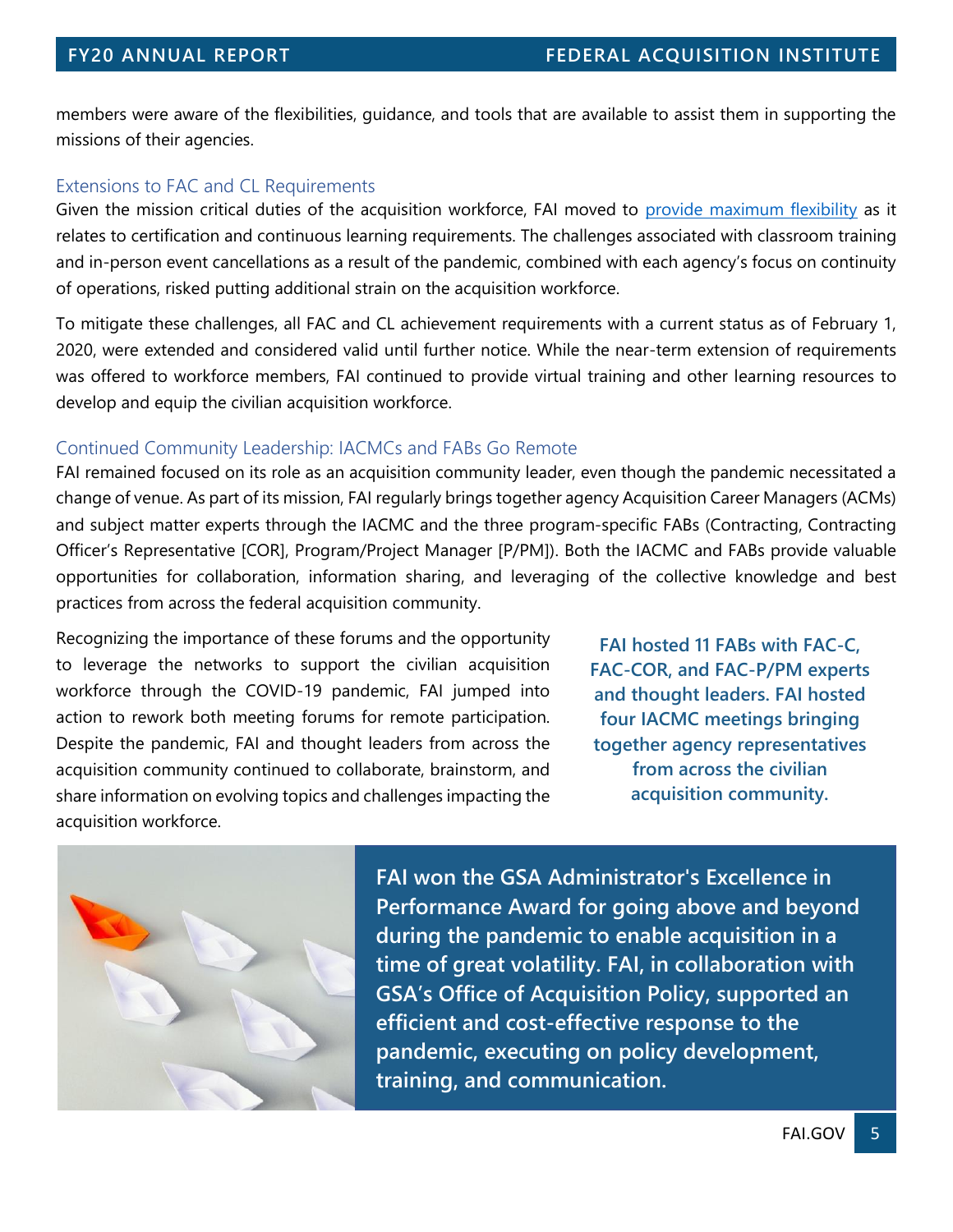members were aware of the flexibilities, guidance, and tools that are available to assist them in supporting the missions of their agencies.

### Extensions to FAC and CL Requirements

Given the mission critical duties of the acquisition workforce, FAI moved to provide maximum flexibility as it relates to certification and continuous learning requirements. The challenges associated with classroom training and in-person event cancellations as a result of the pandemic, combined with each agency's focus on continuity of operations, risked putting additional strain on the acquisition workforce.

To mitigate these challenges, all FAC and CL achievement requirements with a current status as of February 1, 2020, were extended and considered valid until further notice. While the near-term extension of requirements was offered to workforce members, FAI continued to provide virtual training and other learning resources to develop and equip the civilian acquisition workforce.

### Continued Community Leadership: IACMCs and FABs Go Remote

FAI remained focused on its role as an acquisition community leader, even though the pandemic necessitated a change of venue. As part of its mission, FAI regularly brings together agency Acquisition Career Managers (ACMs) and subject matter experts through the IACMC and the three program-specific FABs (Contracting, Contracting Officer's Representative [COR], Program/Project Manager [P/PM]). Both the IACMC and FABs provide valuable opportunities for collaboration, information sharing, and leveraging of the collective knowledge and best practices from across the federal acquisition community.

Recognizing the importance of these forums and the opportunity to leverage the networks to support the civilian acquisition workforce through the COVID-19 pandemic, FAI jumped into action to rework both meeting forums for remote participation. Despite the pandemic, FAI and thought leaders from across the acquisition community continued to collaborate, brainstorm, and share information on evolving topics and challenges impacting the acquisition workforce.

**FAI hosted 11 FABs with FAC-C, FAC-COR, and FAC-P/PM experts and thought leaders. FAI hosted four IACMC meetings bringing together agency representatives from across the civilian acquisition community.**

**FAI won the GSA Administrator's Excellence in Performance Award for going above and beyond during the pandemic to enable acquisition in a time of great volatility. FAI, in collaboration with GSA's Office of Acquisition Policy, supported an efficient and cost-effective response to the pandemic, executing on policy development, training, and communication.**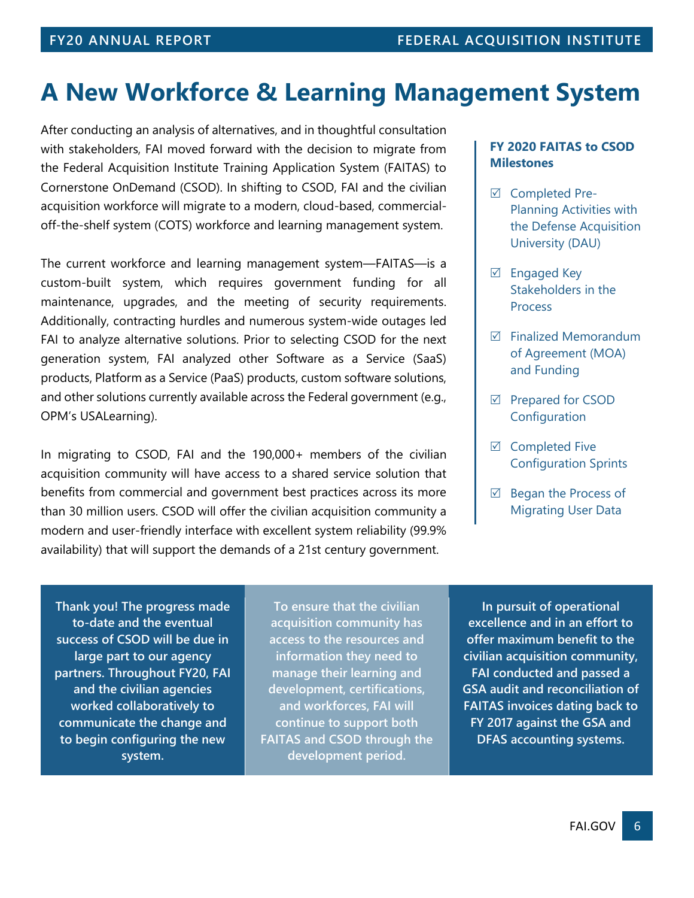# A New Workforce & Learning Management System

After conducting an analysis of alternatives, and in thoughtful consultation with stakeholders, FAI moved forward with the decision to migrate from the Federal Acquisition Institute Training Application System (FAITAS) to Cornerstone OnDemand (CSOD). In shifting to CSOD, FAI and the civilian acquisition workforce will migrate to a modern, cloud-based, commercial-off-the-shelf system (COTS) workforce and learning management system.

The current workforce and learning management system—FAITAS—is a custom-built system, which requires government funding for all maintenance, upgrades, and the meeting of security requirements. Additionally, contracting hurdles and numerous system-wide outages led FAI to analyze alternative solutions. Prior to selecting CSOD for the next generation system, FAI analyzed other Software as a Service (SaaS) products, Platform as a Service (PaaS) products, custom software solutions, and other solutions currently available across the Federal government (e.g., OPM's USALearning).

In migrating to CSOD, FAI and the 190,000+ members of the civilian acquisition community will have access to a shared service solution that benefits from commercial and government best practices across its more than 30 million users. CSOD will offer the civilian acquisition community a modern and user-friendly interface with excellent system reliability (99.9% availability) that will support the demands of a 21st century government.

**FY 2020 FAITAS to CSOD Milestones**

- ☑ Completed Pre-Planning Activities with the Defense Acquisition University (DAU)
- ☑ Engaged Key Stakeholders in the Process
- ☑ Finalized Memorandum of Agreement (MOA) and Funding
- ☑ Prepared for CSOD Configuration
- ☑ Completed Five Configuration Sprints
- ☑ Began the Process of Migrating User Data

**Thank you! The progress made to-date and the eventual success of CSOD will be due in large part to our agency partners. Throughout FY20, FAI and the civilian agencies worked collaboratively to communicate the change and to begin configuring the new system.**

**To ensure that the civilian acquisition community has access to the resources and information they need to manage their learning and development, certifications, and workforces, FAI will continue to support both FAITAS and CSOD through the development period.**

**In pursuit of operational excellence and in an effort to offer maximum benefit to the civilian acquisition community, FAI conducted and passed a GSA audit and reconciliation of FAITAS invoices dating back to FY 2017 against the GSA and DFAS accounting systems.**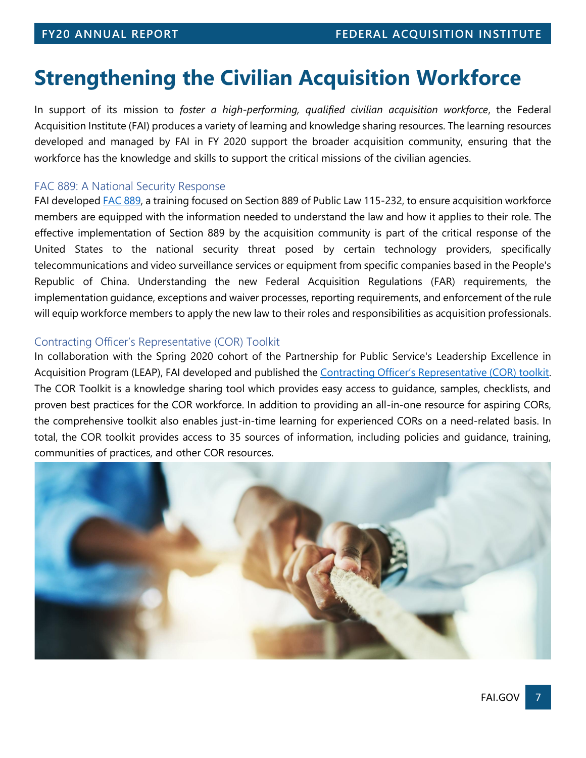# Strengthening the Civilian Acquisition Workforce

In support of its mission to *foster a high-performing, qualified civilian acquisition workforce*, the Federal Acquisition Institute (FAI) produces a variety of learning and knowledge sharing resources. The learning resources developed and managed by FAI in FY 2020 support the broader acquisition community, ensuring that the workforce has the knowledge and skills to support the critical missions of the civilian agencies.

### FAC 889: A National Security Response

FAI developed FAC 889, a training focused on Section 889 of Public Law 115-232, to ensure acquisition workforce members are equipped with the information needed to understand the law and how it applies to their role. The effective implementation of Section 889 by the acquisition community is part of the critical response of the United States to the national security threat posed by certain technology providers, specifically telecommunications and video surveillance services or equipment from specific companies based in the People's Republic of China. Understanding the new Federal Acquisition Regulations (FAR) requirements, the implementation guidance, exceptions and waiver processes, reporting requirements, and enforcement of the rule will equip workforce members to apply the new law to their roles and responsibilities as acquisition professionals.

### Contracting Officer's Representative (COR) Toolkit

In collaboration with the Spring 2020 cohort of the Partnership for Public Service's Leadership Excellence in Acquisition Program (LEAP), FAI developed and published the Contracting Officer's Representative (COR) toolkit. The COR Toolkit is a knowledge sharing tool which provides easy access to guidance, samples, checklists, and proven best practices for the COR workforce. In addition to providing an all-in-one resource for aspiring CORs, the comprehensive toolkit also enables just-in-time learning for experienced CORs on a need-related basis. In total, the COR toolkit provides access to 35 sources of information, including policies and guidance, training, communities of practices, and other COR resources.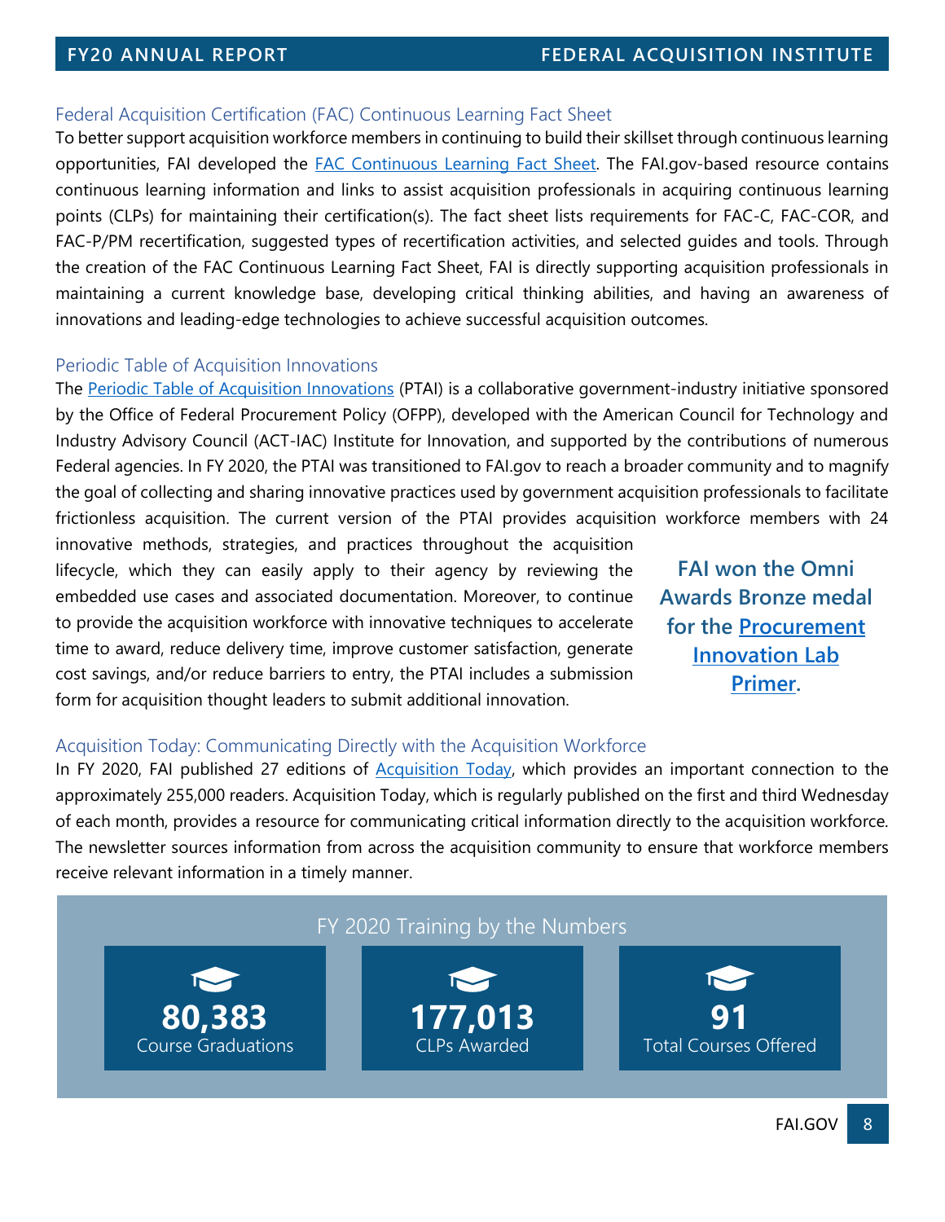## Federal Acquisition Certification (FAC) Continuous Learning Fact Sheet

To better support acquisition workforce members in continuing to build their skillset through continuous learning opportunities, FAI developed the FAC Continuous Learning Fact Sheet. The FAI.gov-based resource contains continuous learning information and links to assist acquisition professionals in acquiring continuous learning points (CLPs) for maintaining their certification(s). The fact sheet lists requirements for FAC-C, FAC-COR, and FAC-P/PM recertification, suggested types of recertification activities, and selected guides and tools. Through the creation of the FAC Continuous Learning Fact Sheet, FAI is directly supporting acquisition professionals in maintaining a current knowledge base, developing critical thinking abilities, and having an awareness of innovations and leading-edge technologies to achieve successful acquisition outcomes.

## Periodic Table of Acquisition Innovations

The Periodic Table of Acquisition Innovations (PTAI) is a collaborative government-industry initiative sponsored by the Office of Federal Procurement Policy (OFPP), developed with the American Council for Technology and Industry Advisory Council (ACT-IAC) Institute for Innovation, and supported by the contributions of numerous Federal agencies. In FY 2020, the PTAI was transitioned to FAI.gov to reach a broader community and to magnify the goal of collecting and sharing innovative practices used by government acquisition professionals to facilitate frictionless acquisition. The current version of the PTAI provides acquisition workforce members with 24 innovative methods, strategies, and practices throughout the acquisition lifecycle, which they can easily apply to their agency by reviewing the embedded use cases and associated documentation. Moreover, to continue to provide the acquisition workforce with innovative techniques to accelerate time to award, reduce delivery time, improve customer satisfaction, generate cost savings, and/or reduce barriers to entry, the PTAI includes a submission form for acquisition thought leaders to submit additional innovation.

**FAI won the Omni Awards Bronze medal for the Procurement Innovation Lab Primer.**

## Acquisition Today: Communicating Directly with the Acquisition Workforce

In FY 2020, FAI published 27 editions of Acquisition Today, which provides an important connection to the approximately 255,000 readers. Acquisition Today, which is regularly published on the first and third Wednesday of each month, provides a resource for communicating critical information directly to the acquisition workforce. The newsletter sources information from across the acquisition community to ensure that workforce members receive relevant information in a timely manner.

### FY 2020 Training by the Numbers

- **80,383** Course Graduations
- **177,013** CLPs Awarded
- **91** Total Courses Offered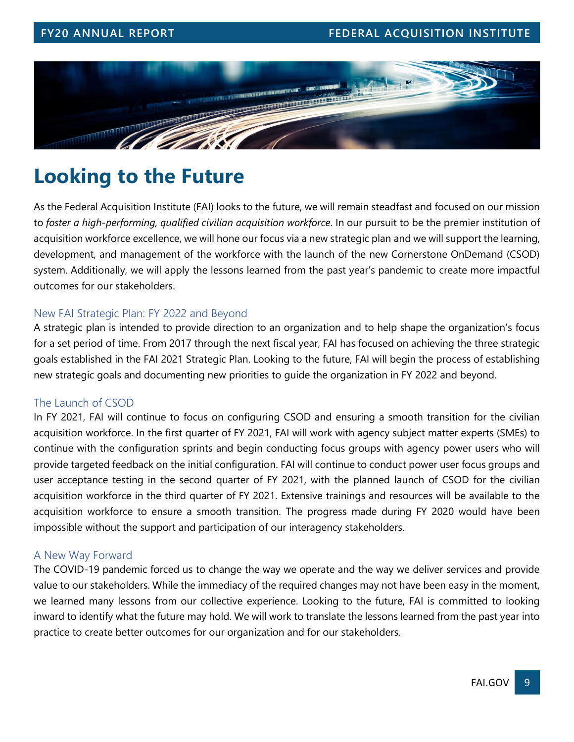# Looking to the Future

As the Federal Acquisition Institute (FAI) looks to the future, we will remain steadfast and focused on our mission to *foster a high-performing, qualified civilian acquisition workforce*. In our pursuit to be the premier institution of acquisition workforce excellence, we will hone our focus via a new strategic plan and we will support the learning, development, and management of the workforce with the launch of the new Cornerstone OnDemand (CSOD) system. Additionally, we will apply the lessons learned from the past year's pandemic to create more impactful outcomes for our stakeholders.

## New FAI Strategic Plan: FY 2022 and Beyond

A strategic plan is intended to provide direction to an organization and to help shape the organization's focus for a set period of time. From 2017 through the next fiscal year, FAI has focused on achieving the three strategic goals established in the FAI 2021 Strategic Plan. Looking to the future, FAI will begin the process of establishing new strategic goals and documenting new priorities to guide the organization in FY 2022 and beyond.

## The Launch of CSOD

In FY 2021, FAI will continue to focus on configuring CSOD and ensuring a smooth transition for the civilian acquisition workforce. In the first quarter of FY 2021, FAI will work with agency subject matter experts (SMEs) to continue with the configuration sprints and begin conducting focus groups with agency power users who will provide targeted feedback on the initial configuration. FAI will continue to conduct power user focus groups and user acceptance testing in the second quarter of FY 2021, with the planned launch of CSOD for the civilian acquisition workforce in the third quarter of FY 2021. Extensive trainings and resources will be available to the acquisition workforce to ensure a smooth transition. The progress made during FY 2020 would have been impossible without the support and participation of our interagency stakeholders.

## A New Way Forward

The COVID-19 pandemic forced us to change the way we operate and the way we deliver services and provide value to our stakeholders. While the immediacy of the required changes may not have been easy in the moment, we learned many lessons from our collective experience. Looking to the future, FAI is committed to looking inward to identify what the future may hold. We will work to translate the lessons learned from the past year into practice to create better outcomes for our organization and for our stakeholders.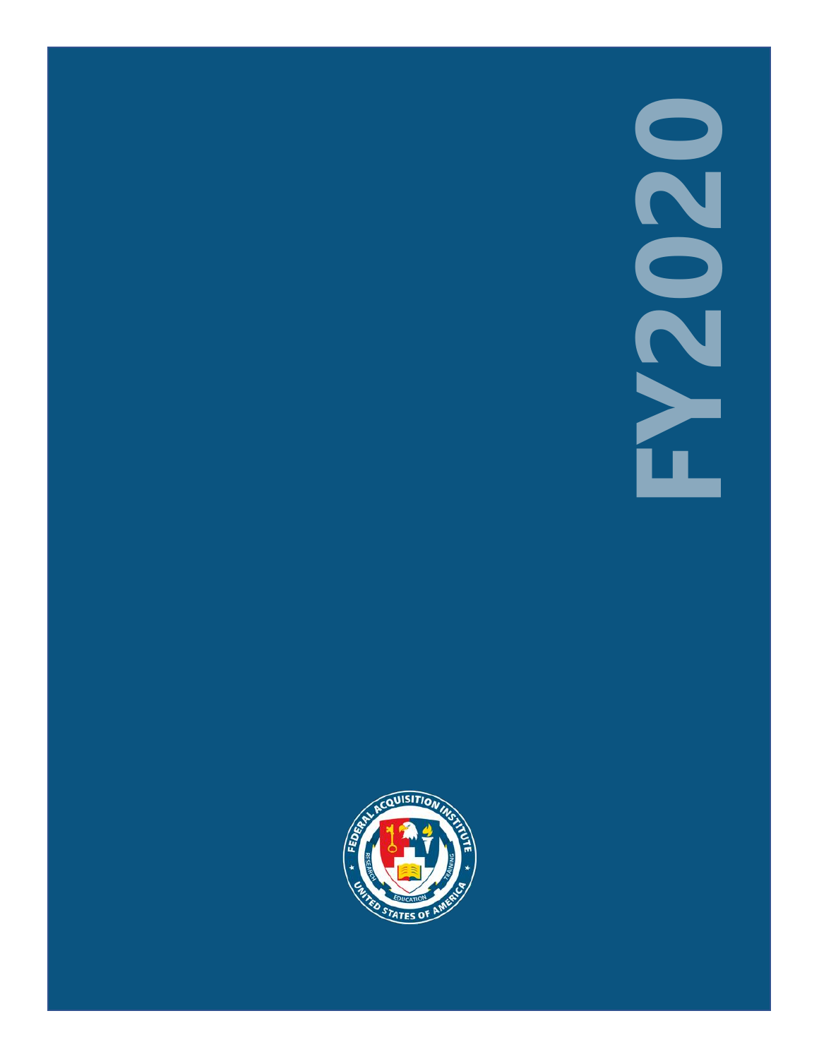FY2020